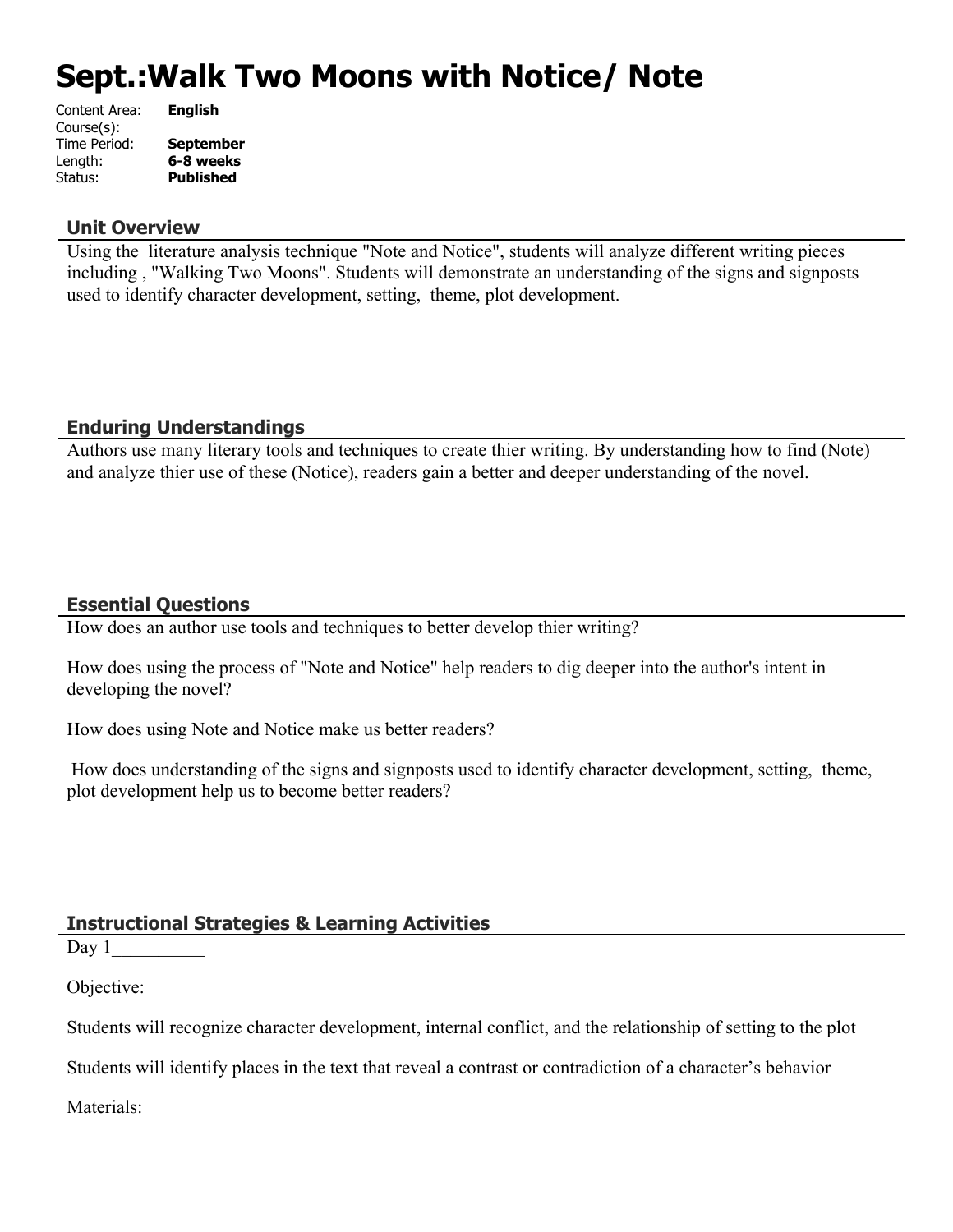# Sept.:Walk Two Moons with Notice/ Note

Content Area: **English**
Course(s):
Time Period: **September**
Length: **6-8 weeks**
Status: **Published**

## Unit Overview

Using the  literature analysis technique "Note and Notice", students will analyze different writing pieces including , "Walking Two Moons". Students will demonstrate an understanding of the signs and signposts used to identify character development, setting,  theme, plot development.

## Enduring Understandings

Authors use many literary tools and techniques to create thier writing. By understanding how to find (Note) and analyze thier use of these (Notice), readers gain a better and deeper understanding of the novel.

## Essential Questions

How does an author use tools and techniques to better develop thier writing?

How does using the process of "Note and Notice" help readers to dig deeper into the author's intent in developing the novel?

How does using Note and Notice make us better readers?

How does understanding of the signs and signposts used to identify character development, setting,  theme, plot development help us to become better readers?

## Instructional Strategies & Learning Activities

Day 1__________

Objective:

Students will recognize character development, internal conflict, and the relationship of setting to the plot

Students will identify places in the text that reveal a contrast or contradiction of a character's behavior

Materials: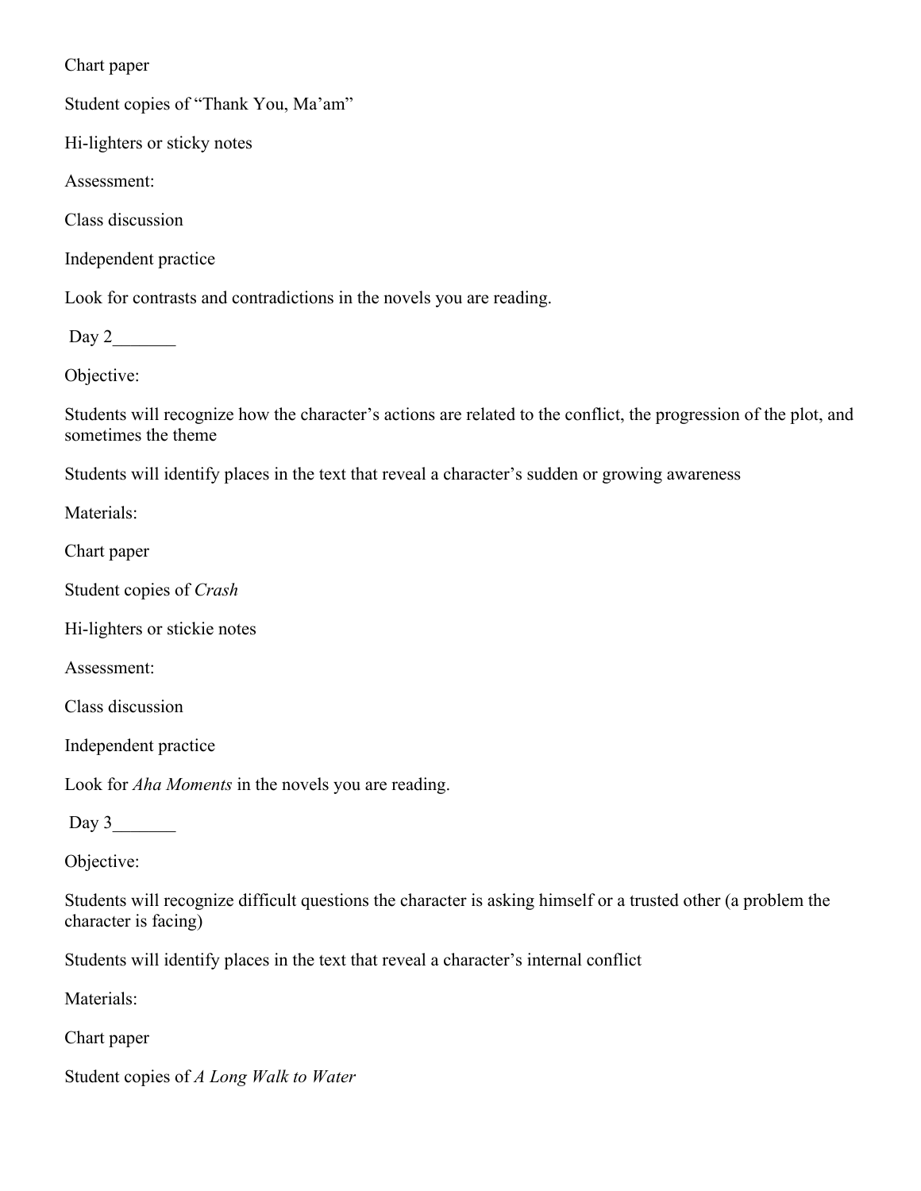Chart paper

Student copies of "Thank You, Ma'am"

Hi-lighters or sticky notes

Assessment:

Class discussion

Independent practice

Look for contrasts and contradictions in the novels you are reading.

Day 2_______

Objective:

Students will recognize how the character's actions are related to the conflict, the progression of the plot, and sometimes the theme

Students will identify places in the text that reveal a character's sudden or growing awareness

Materials:

Chart paper

Student copies of *Crash*

Hi-lighters or stickie notes

Assessment:

Class discussion

Independent practice

Look for *Aha Moments* in the novels you are reading.

Day 3_______

Objective:

Students will recognize difficult questions the character is asking himself or a trusted other (a problem the character is facing)

Students will identify places in the text that reveal a character's internal conflict

Materials:

Chart paper

Student copies of *A Long Walk to Water*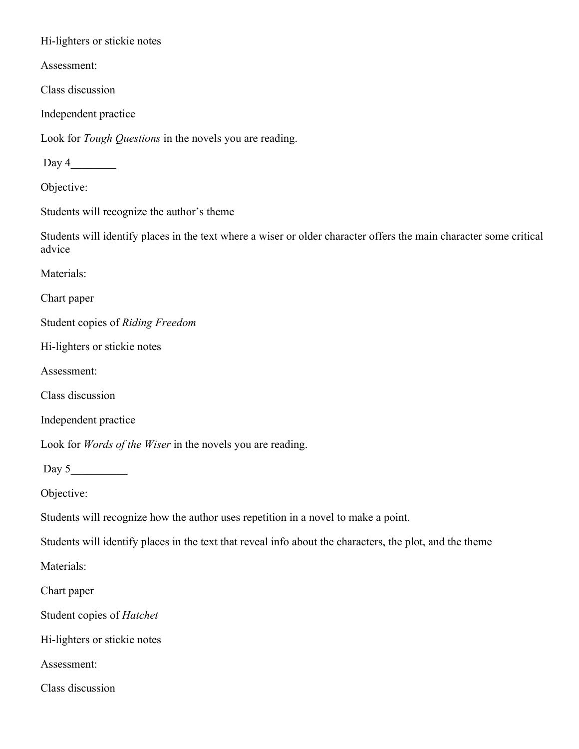Hi-lighters or stickie notes

Assessment:

Class discussion

Independent practice

Look for *Tough Questions* in the novels you are reading.

Day 4________

Objective:

Students will recognize the author's theme

Students will identify places in the text where a wiser or older character offers the main character some critical advice

Materials:

Chart paper

Student copies of *Riding Freedom*

Hi-lighters or stickie notes

Assessment:

Class discussion

Independent practice

Look for *Words of the Wiser* in the novels you are reading.

Day 5__________

Objective:

Students will recognize how the author uses repetition in a novel to make a point.

Students will identify places in the text that reveal info about the characters, the plot, and the theme

Materials:

Chart paper

Student copies of *Hatchet*

Hi-lighters or stickie notes

Assessment:

Class discussion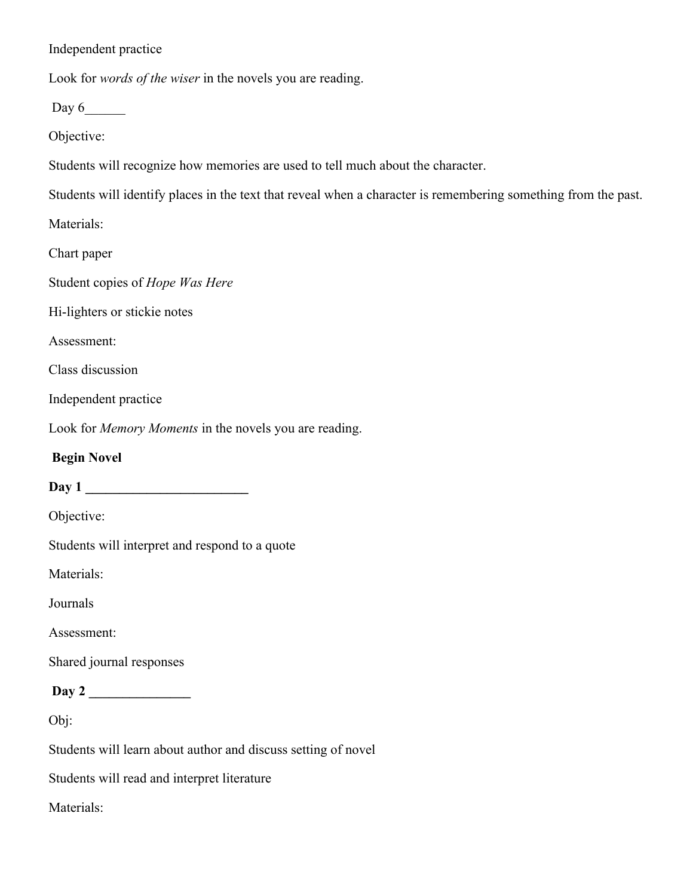Independent practice

Look for *words of the wiser* in the novels you are reading.

Day 6______

Objective:

Students will recognize how memories are used to tell much about the character.

Students will identify places in the text that reveal when a character is remembering something from the past.

Materials:

Chart paper

Student copies of *Hope Was Here*

Hi-lighters or stickie notes

Assessment:

Class discussion

Independent practice

Look for *Memory Moments* in the novels you are reading.

**Begin Novel**

**Day 1 ________________________**

Objective:

Students will interpret and respond to a quote

Materials:

Journals

Assessment:

Shared journal responses

**Day 2 _______________**

Obj:

Students will learn about author and discuss setting of novel

Students will read and interpret literature

Materials: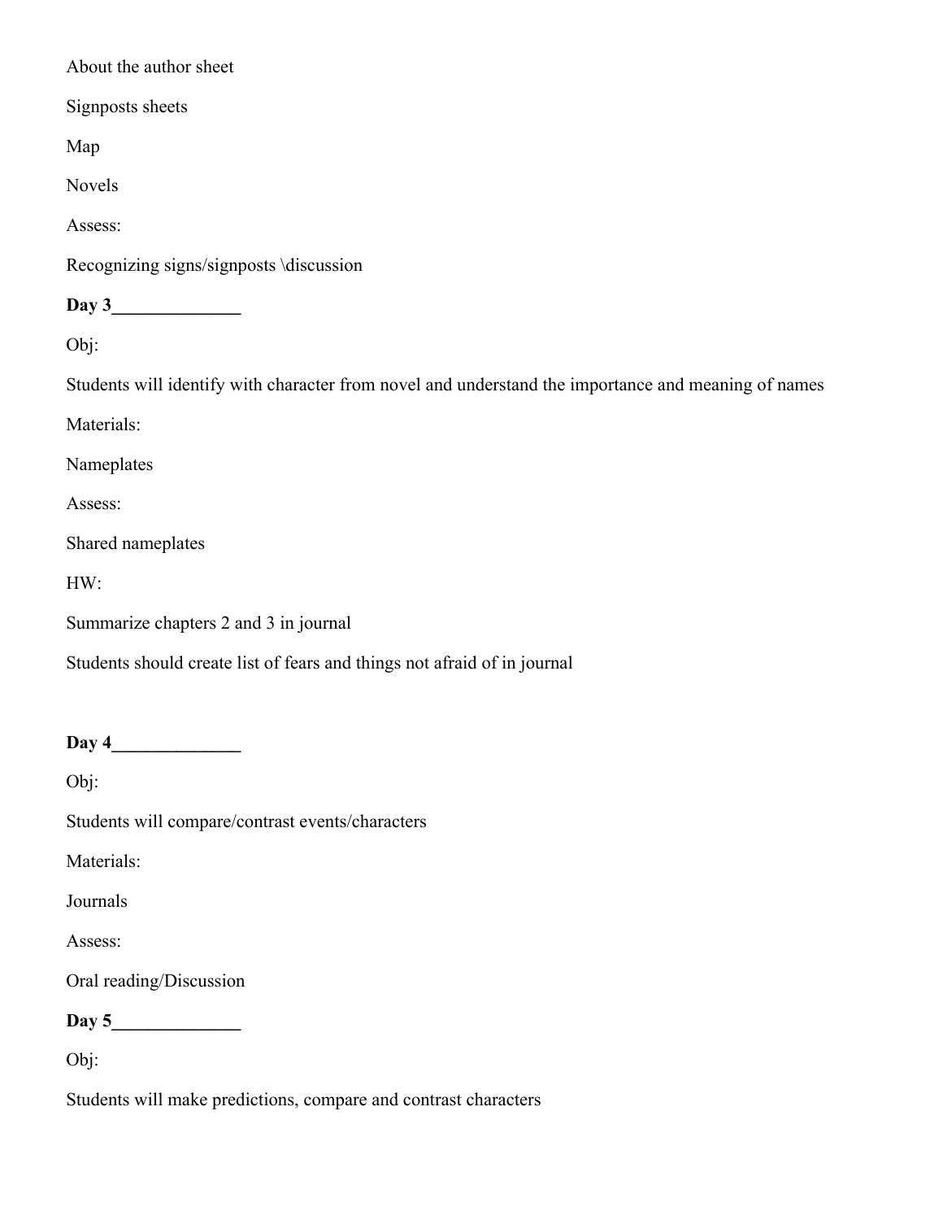About the author sheet

Signposts sheets

Map

Novels

Assess:

Recognizing signs/signposts \discussion

**Day 3______________**

Obj:

Students will identify with character from novel and understand the importance and meaning of names

Materials:

Nameplates

Assess:

Shared nameplates

HW:

Summarize chapters 2 and 3 in journal

Students should create list of fears and things not afraid of in journal

**Day 4______________**

Obj:

Students will compare/contrast events/characters

Materials:

Journals

Assess:

Oral reading/Discussion

**Day 5______________**

Obj:

Students will make predictions, compare and contrast characters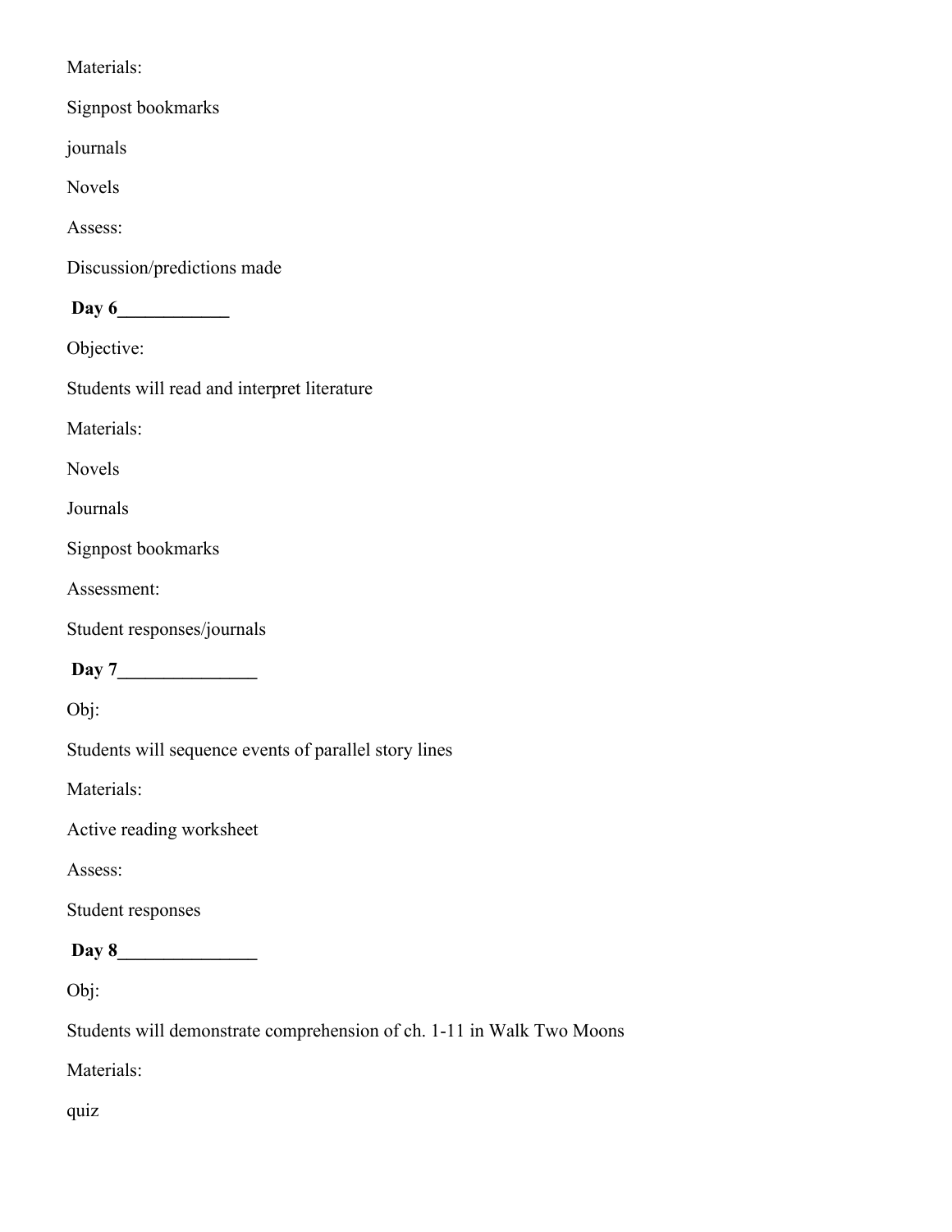Materials:

Signpost bookmarks

journals

Novels

Assess:

Discussion/predictions made

**Day 6____________**

Objective:

Students will read and interpret literature

Materials:

Novels

Journals

Signpost bookmarks

Assessment:

Student responses/journals

**Day 7_______________**

Obj:

Students will sequence events of parallel story lines

Materials:

Active reading worksheet

Assess:

Student responses

**Day 8_______________**

Obj:

Students will demonstrate comprehension of ch. 1-11 in Walk Two Moons

Materials:

quiz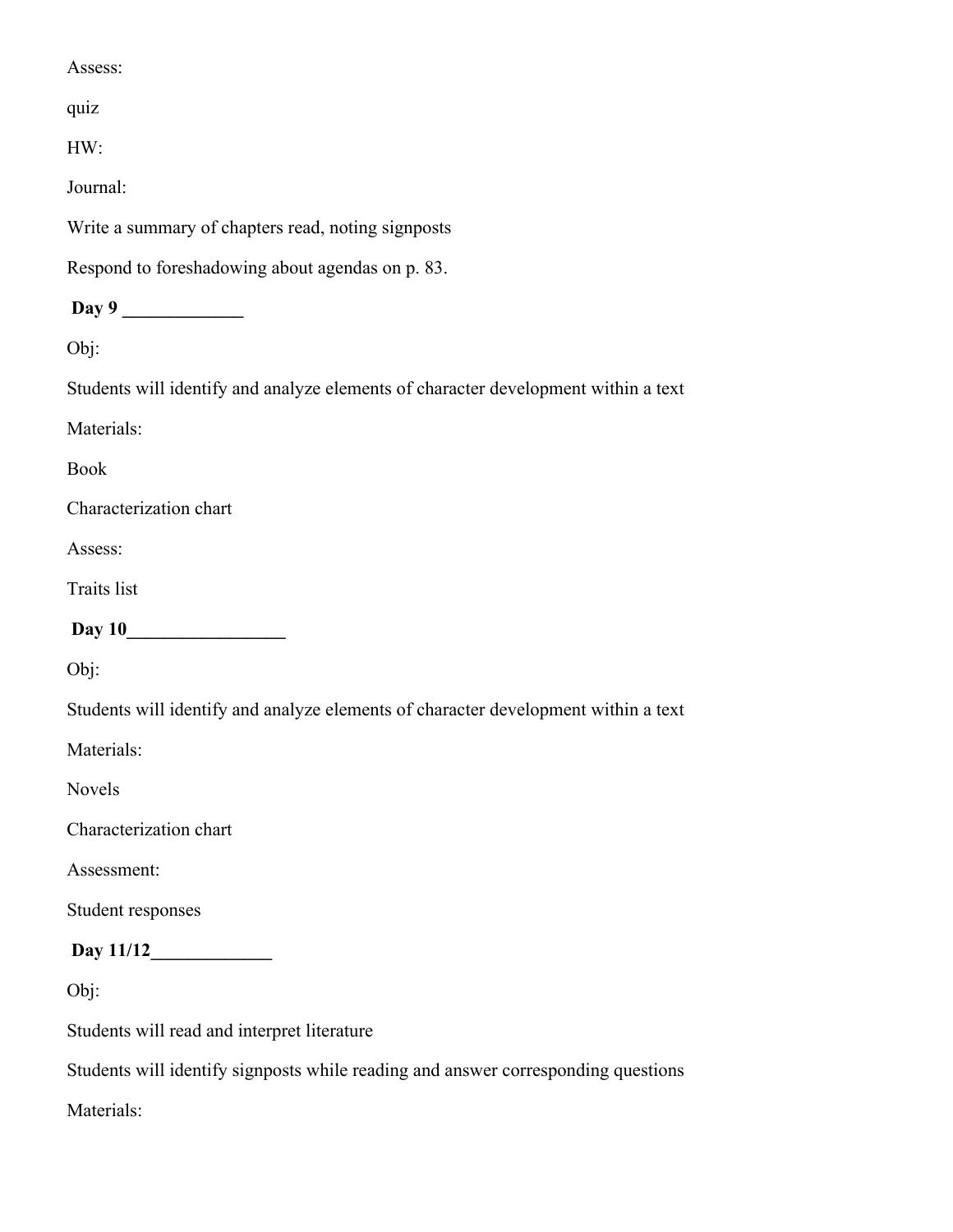Assess:

quiz

HW:

Journal:

Write a summary of chapters read, noting signposts

Respond to foreshadowing about agendas on p. 83.

**Day 9 _____________**

Obj:

Students will identify and analyze elements of character development within a text

Materials:

Book

Characterization chart

Assess:

Traits list

**Day 10_________________**

Obj:

Students will identify and analyze elements of character development within a text

Materials:

Novels

Characterization chart

Assessment:

Student responses

**Day 11/12_____________**

Obj:

Students will read and interpret literature

Students will identify signposts while reading and answer corresponding questions

Materials: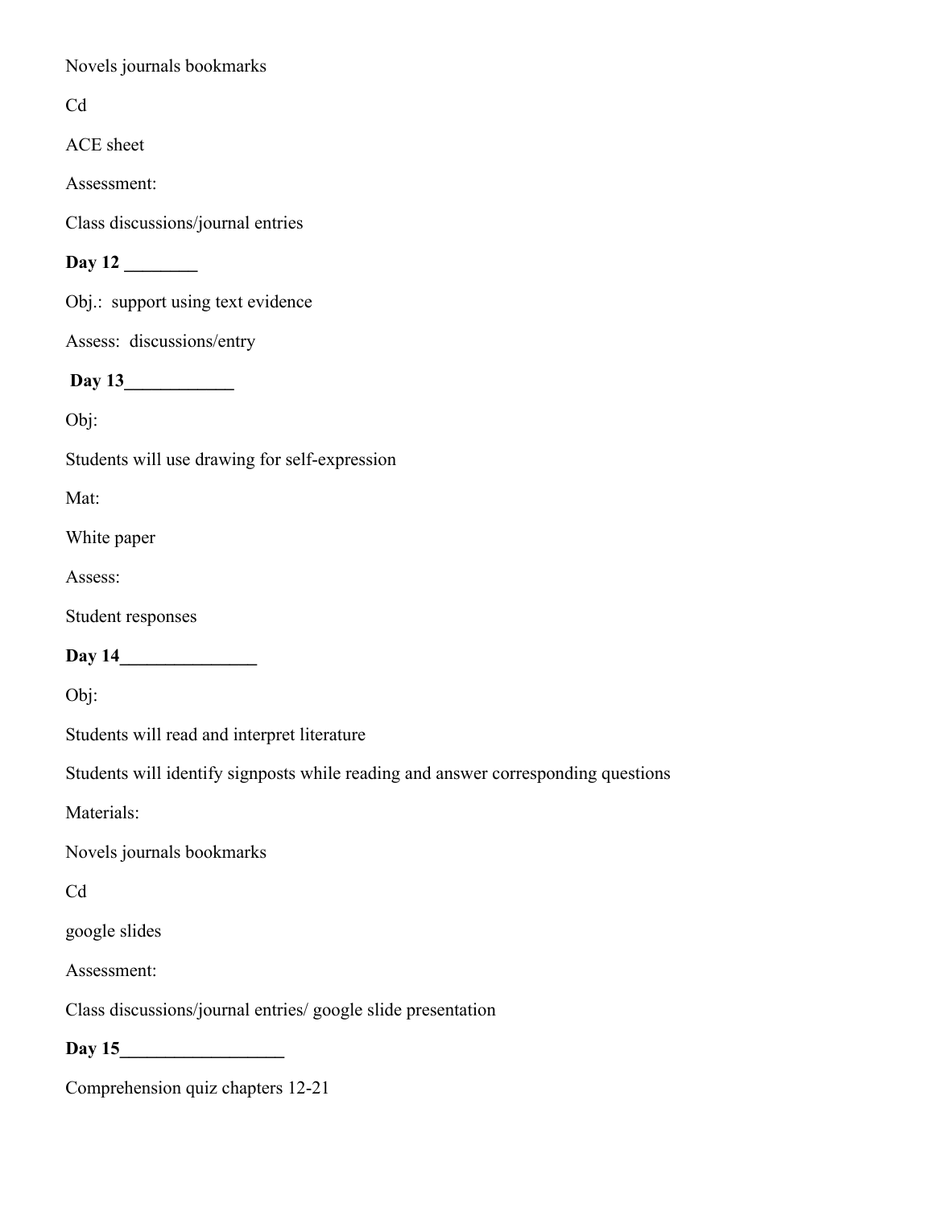Novels journals bookmarks

Cd

ACE sheet

Assessment:

Class discussions/journal entries

**Day 12 ________**

Obj.: support using text evidence

Assess: discussions/entry

**Day 13____________**

Obj:

Students will use drawing for self-expression

Mat:

White paper

Assess:

Student responses

**Day 14_______________**

Obj:

Students will read and interpret literature

Students will identify signposts while reading and answer corresponding questions

Materials:

Novels journals bookmarks

Cd

google slides

Assessment:

Class discussions/journal entries/ google slide presentation

**Day 15__________________**

Comprehension quiz chapters 12-21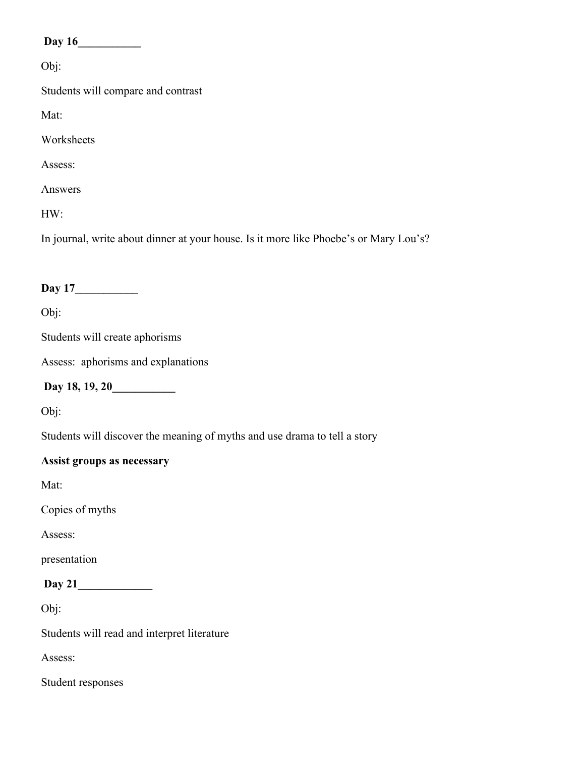**Day 16___________**

Obj:

Students will compare and contrast

Mat:

Worksheets

Assess:

Answers

HW:

In journal, write about dinner at your house. Is it more like Phoebe's or Mary Lou's?

**Day 17___________**

Obj:

Students will create aphorisms

Assess: aphorisms and explanations

**Day 18, 19, 20___________**

Obj:

Students will discover the meaning of myths and use drama to tell a story

**Assist groups as necessary**

Mat:

Copies of myths

Assess:

presentation

**Day 21_____________**

Obj:

Students will read and interpret literature

Assess:

Student responses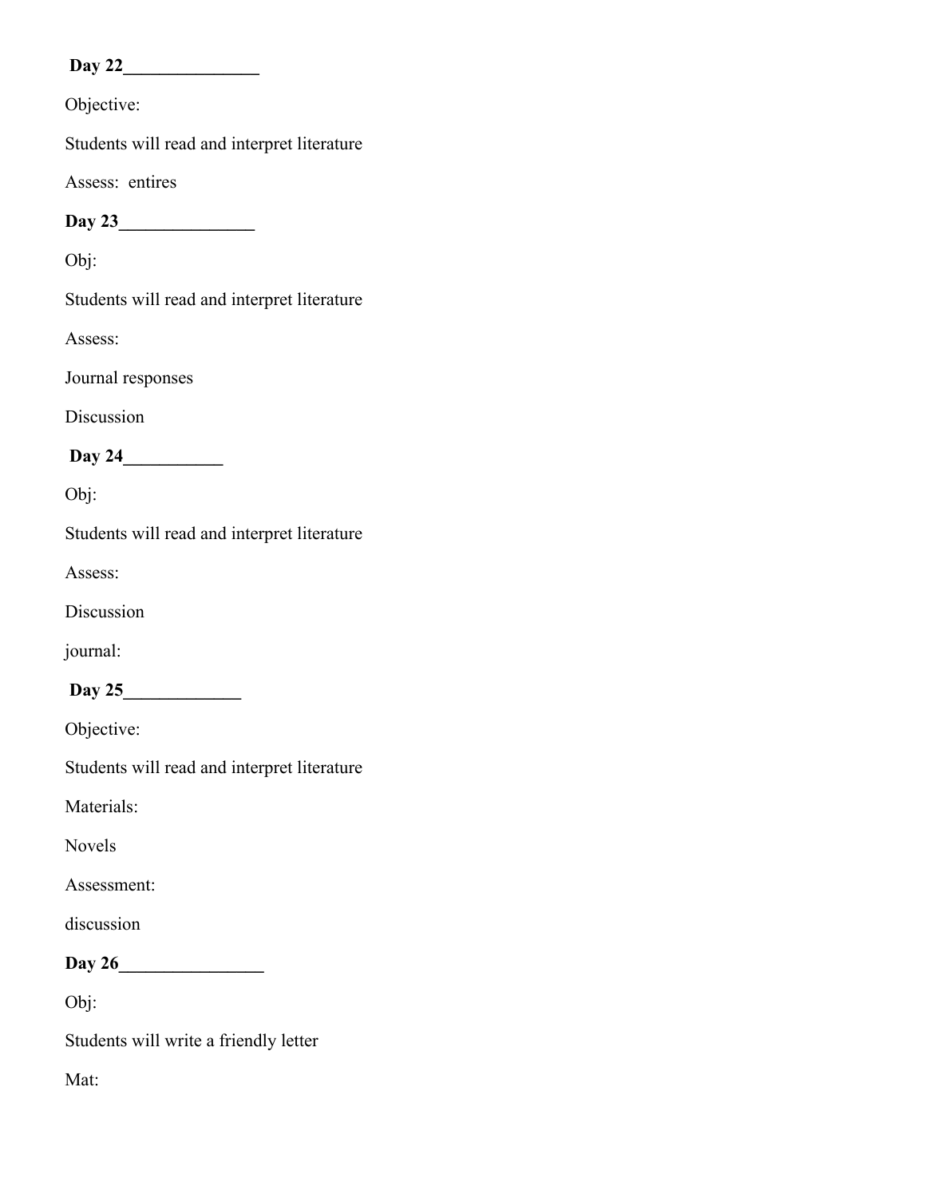**Day 22_______________**

Objective:

Students will read and interpret literature

Assess:  entires

**Day 23_______________**

Obj:

Students will read and interpret literature

Assess:

Journal responses

Discussion

**Day 24___________**

Obj:

Students will read and interpret literature

Assess:

Discussion

journal:

**Day 25_____________**

Objective:

Students will read and interpret literature

Materials:

Novels

Assessment:

discussion

**Day 26________________**

Obj:

Students will write a friendly letter

Mat: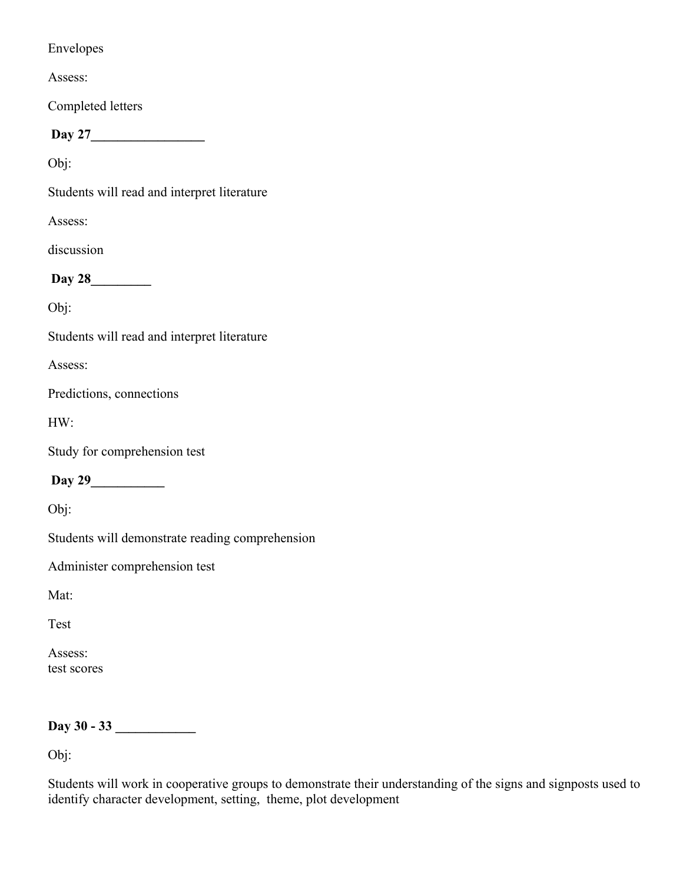Envelopes

Assess:

Completed letters

**Day 27_________________**

Obj:

Students will read and interpret literature

Assess:

discussion

**Day 28_________**

Obj:

Students will read and interpret literature

Assess:

Predictions, connections

HW:

Study for comprehension test

**Day 29___________**

Obj:

Students will demonstrate reading comprehension

Administer comprehension test

Mat:

Test

Assess:
test scores

**Day 30 - 33 ____________**

Obj:

Students will work in cooperative groups to demonstrate their understanding of the signs and signposts used to identify character development, setting, theme, plot development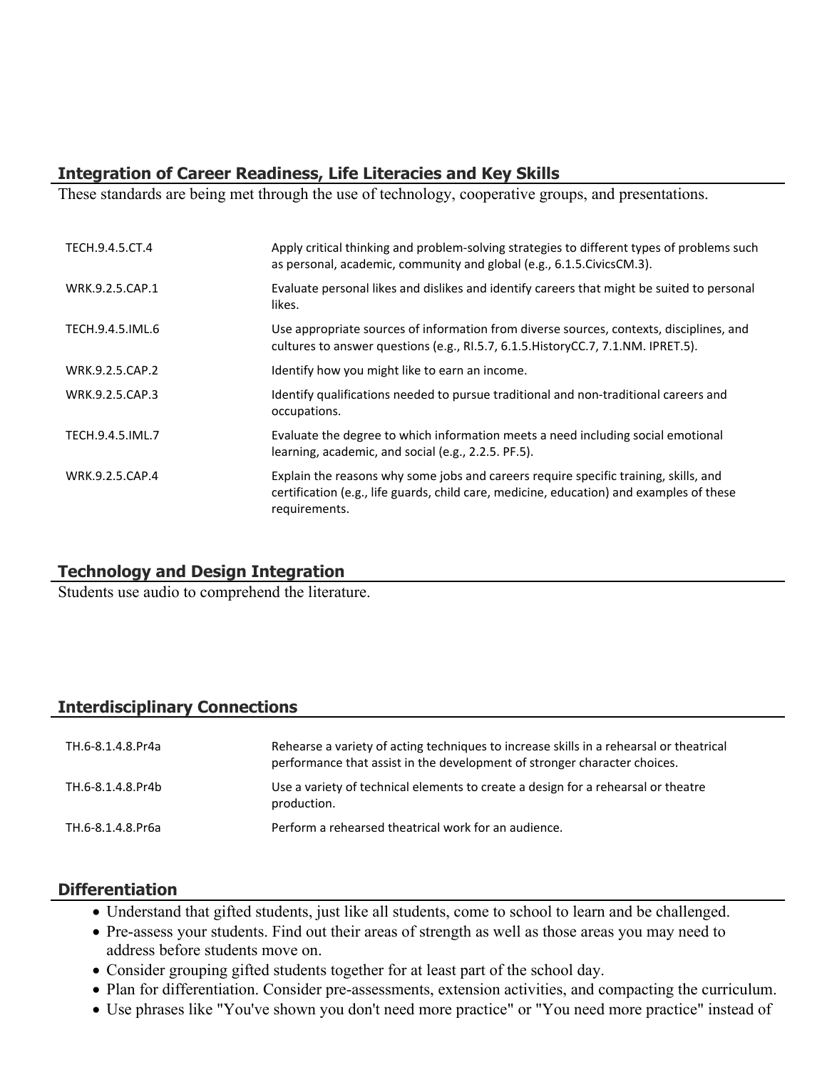## Integration of Career Readiness, Life Literacies and Key Skills

These standards are being met through the use of technology, cooperative groups, and presentations.

| | |
|---|---|
| TECH.9.4.5.CT.4 | Apply critical thinking and problem-solving strategies to different types of problems such as personal, academic, community and global (e.g., 6.1.5.CivicsCM.3). |
| WRK.9.2.5.CAP.1 | Evaluate personal likes and dislikes and identify careers that might be suited to personal likes. |
| TECH.9.4.5.IML.6 | Use appropriate sources of information from diverse sources, contexts, disciplines, and cultures to answer questions (e.g., RI.5.7, 6.1.5.HistoryCC.7, 7.1.NM. IPRET.5). |
| WRK.9.2.5.CAP.2 | Identify how you might like to earn an income. |
| WRK.9.2.5.CAP.3 | Identify qualifications needed to pursue traditional and non-traditional careers and occupations. |
| TECH.9.4.5.IML.7 | Evaluate the degree to which information meets a need including social emotional learning, academic, and social (e.g., 2.2.5. PF.5). |
| WRK.9.2.5.CAP.4 | Explain the reasons why some jobs and careers require specific training, skills, and certification (e.g., life guards, child care, medicine, education) and examples of these requirements. |

## Technology and Design Integration

Students use audio to comprehend the literature.

## Interdisciplinary Connections

| | |
|---|---|
| TH.6-8.1.4.8.Pr4a | Rehearse a variety of acting techniques to increase skills in a rehearsal or theatrical performance that assist in the development of stronger character choices. |
| TH.6-8.1.4.8.Pr4b | Use a variety of technical elements to create a design for a rehearsal or theatre production. |
| TH.6-8.1.4.8.Pr6a | Perform a rehearsed theatrical work for an audience. |

## Differentiation

- Understand that gifted students, just like all students, come to school to learn and be challenged.
- Pre-assess your students. Find out their areas of strength as well as those areas you may need to address before students move on.
- Consider grouping gifted students together for at least part of the school day.
- Plan for differentiation. Consider pre-assessments, extension activities, and compacting the curriculum.
- Use phrases like "You've shown you don't need more practice" or "You need more practice" instead of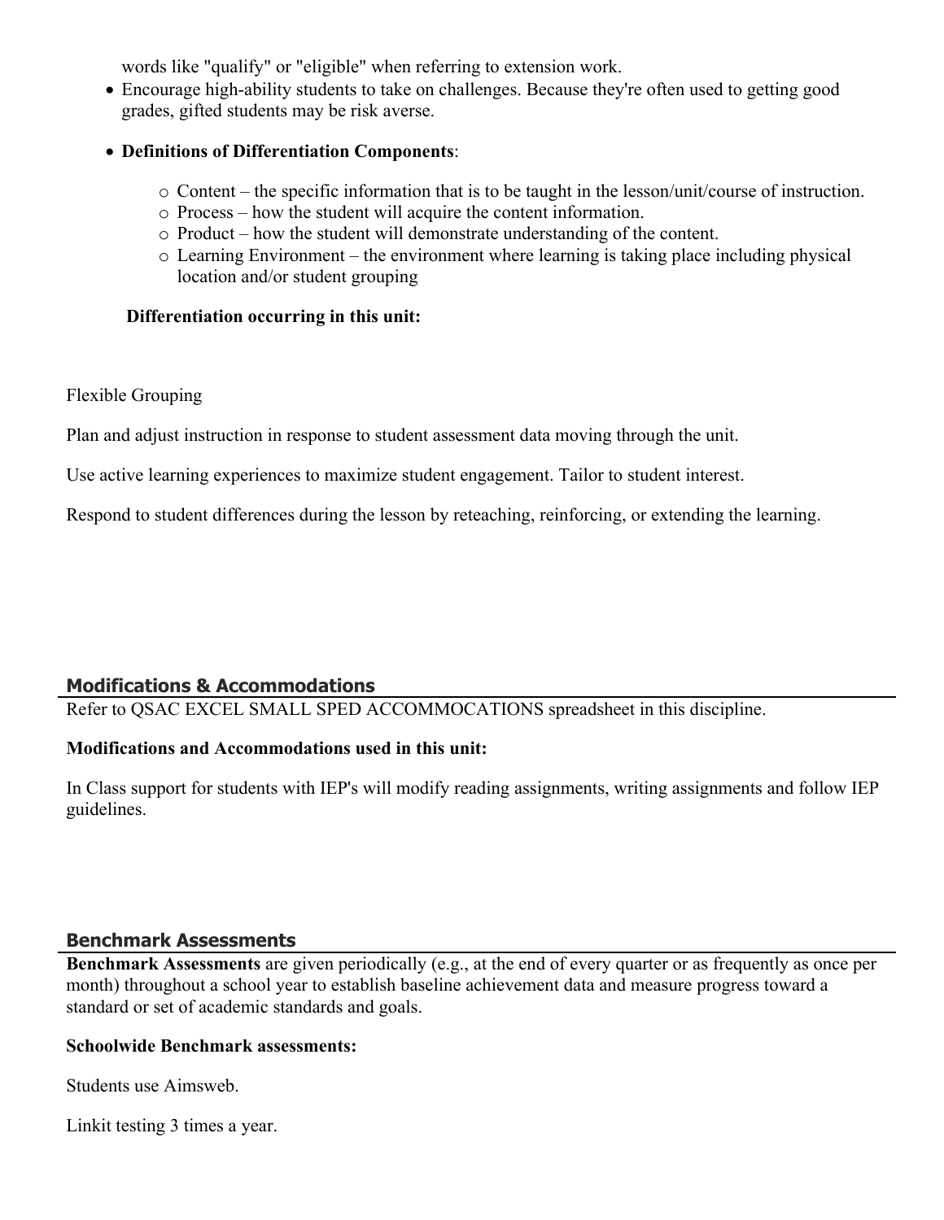words like "qualify" or "eligible" when referring to extension work.

- Encourage high-ability students to take on challenges. Because they're often used to getting good grades, gifted students may be risk averse.

- **Definitions of Differentiation Components**:
  - Content – the specific information that is to be taught in the lesson/unit/course of instruction.
  - Process – how the student will acquire the content information.
  - Product – how the student will demonstrate understanding of the content.
  - Learning Environment – the environment where learning is taking place including physical location and/or student grouping

**Differentiation occurring in this unit:**

Flexible Grouping

Plan and adjust instruction in response to student assessment data moving through the unit.

Use active learning experiences to maximize student engagement. Tailor to student interest.

Respond to student differences during the lesson by reteaching, reinforcing, or extending the learning.

## Modifications & Accommodations

Refer to QSAC EXCEL SMALL SPED ACCOMMOCATIONS spreadsheet in this discipline.

**Modifications and Accommodations used in this unit:**

In Class support for students with IEP's will modify reading assignments, writing assignments and follow IEP guidelines.

## Benchmark Assessments

**Benchmark Assessments** are given periodically (e.g., at the end of every quarter or as frequently as once per month) throughout a school year to establish baseline achievement data and measure progress toward a standard or set of academic standards and goals.

**Schoolwide Benchmark assessments:**

Students use Aimsweb.

Linkit testing 3 times a year.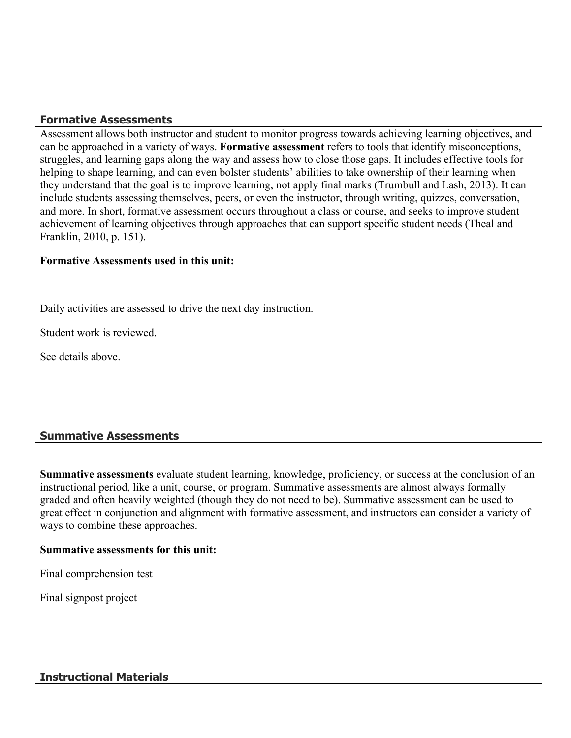## Formative Assessments

Assessment allows both instructor and student to monitor progress towards achieving learning objectives, and can be approached in a variety of ways. **Formative assessment** refers to tools that identify misconceptions, struggles, and learning gaps along the way and assess how to close those gaps. It includes effective tools for helping to shape learning, and can even bolster students' abilities to take ownership of their learning when they understand that the goal is to improve learning, not apply final marks (Trumbull and Lash, 2013). It can include students assessing themselves, peers, or even the instructor, through writing, quizzes, conversation, and more. In short, formative assessment occurs throughout a class or course, and seeks to improve student achievement of learning objectives through approaches that can support specific student needs (Theal and Franklin, 2010, p. 151).

**Formative Assessments used in this unit:**

Daily activities are assessed to drive the next day instruction.

Student work is reviewed.

See details above.

## Summative Assessments

**Summative assessments** evaluate student learning, knowledge, proficiency, or success at the conclusion of an instructional period, like a unit, course, or program. Summative assessments are almost always formally graded and often heavily weighted (though they do not need to be). Summative assessment can be used to great effect in conjunction and alignment with formative assessment, and instructors can consider a variety of ways to combine these approaches.

**Summative assessments for this unit:**

Final comprehension test

Final signpost project

## Instructional Materials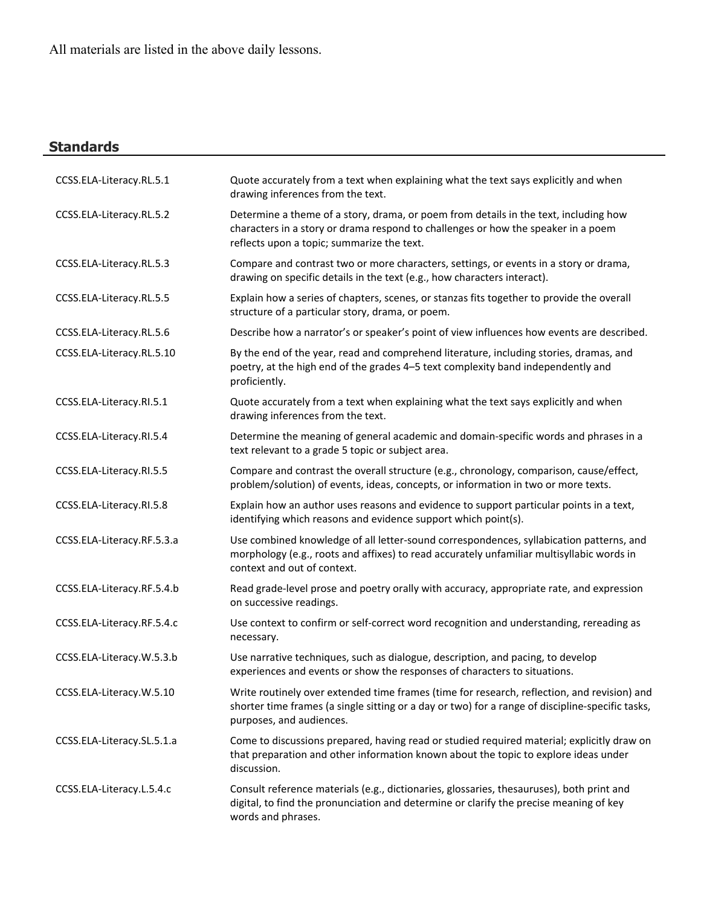All materials are listed in the above daily lessons.

## Standards

| | |
|---|---|
| CCSS.ELA-Literacy.RL.5.1 | Quote accurately from a text when explaining what the text says explicitly and when drawing inferences from the text. |
| CCSS.ELA-Literacy.RL.5.2 | Determine a theme of a story, drama, or poem from details in the text, including how characters in a story or drama respond to challenges or how the speaker in a poem reflects upon a topic; summarize the text. |
| CCSS.ELA-Literacy.RL.5.3 | Compare and contrast two or more characters, settings, or events in a story or drama, drawing on specific details in the text (e.g., how characters interact). |
| CCSS.ELA-Literacy.RL.5.5 | Explain how a series of chapters, scenes, or stanzas fits together to provide the overall structure of a particular story, drama, or poem. |
| CCSS.ELA-Literacy.RL.5.6 | Describe how a narrator's or speaker's point of view influences how events are described. |
| CCSS.ELA-Literacy.RL.5.10 | By the end of the year, read and comprehend literature, including stories, dramas, and poetry, at the high end of the grades 4–5 text complexity band independently and proficiently. |
| CCSS.ELA-Literacy.RI.5.1 | Quote accurately from a text when explaining what the text says explicitly and when drawing inferences from the text. |
| CCSS.ELA-Literacy.RI.5.4 | Determine the meaning of general academic and domain-specific words and phrases in a text relevant to a grade 5 topic or subject area. |
| CCSS.ELA-Literacy.RI.5.5 | Compare and contrast the overall structure (e.g., chronology, comparison, cause/effect, problem/solution) of events, ideas, concepts, or information in two or more texts. |
| CCSS.ELA-Literacy.RI.5.8 | Explain how an author uses reasons and evidence to support particular points in a text, identifying which reasons and evidence support which point(s). |
| CCSS.ELA-Literacy.RF.5.3.a | Use combined knowledge of all letter-sound correspondences, syllabication patterns, and morphology (e.g., roots and affixes) to read accurately unfamiliar multisyllabic words in context and out of context. |
| CCSS.ELA-Literacy.RF.5.4.b | Read grade-level prose and poetry orally with accuracy, appropriate rate, and expression on successive readings. |
| CCSS.ELA-Literacy.RF.5.4.c | Use context to confirm or self-correct word recognition and understanding, rereading as necessary. |
| CCSS.ELA-Literacy.W.5.3.b | Use narrative techniques, such as dialogue, description, and pacing, to develop experiences and events or show the responses of characters to situations. |
| CCSS.ELA-Literacy.W.5.10 | Write routinely over extended time frames (time for research, reflection, and revision) and shorter time frames (a single sitting or a day or two) for a range of discipline-specific tasks, purposes, and audiences. |
| CCSS.ELA-Literacy.SL.5.1.a | Come to discussions prepared, having read or studied required material; explicitly draw on that preparation and other information known about the topic to explore ideas under discussion. |
| CCSS.ELA-Literacy.L.5.4.c | Consult reference materials (e.g., dictionaries, glossaries, thesauruses), both print and digital, to find the pronunciation and determine or clarify the precise meaning of key words and phrases. |